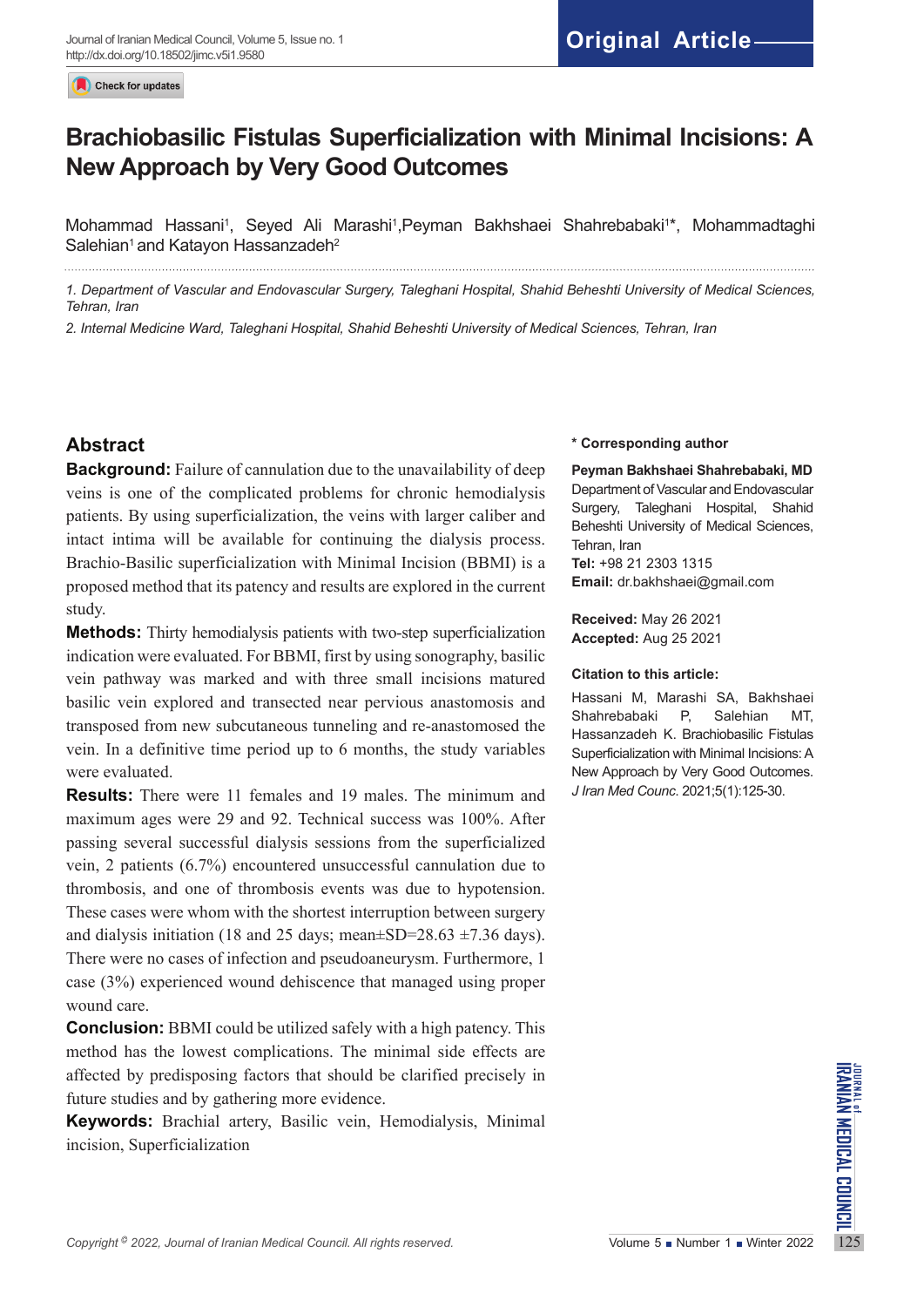Original Article

# Brachiobasilic Fistulas Superficialization with Minimal Incisions: A New Approach by Very Good Outcomes

Mohammad Hassani[1], Seyed Ali Marashi[1], Peyman Bakhshaei Shahrebabaki[1]*, Mohammadtaghi Salehian[1] and Katayon Hassanzadeh[2]

*1. Department of Vascular and Endovascular Surgery, Taleghani Hospital, Shahid Beheshti University of Medical Sciences, Tehran, Iran*

*2. Internal Medicine Ward, Taleghani Hospital, Shahid Beheshti University of Medical Sciences, Tehran, Iran*

## Abstract

**Background:** Failure of cannulation due to the unavailability of deep veins is one of the complicated problems for chronic hemodialysis patients. By using superficialization, the veins with larger caliber and intact intima will be available for continuing the dialysis process. Brachio-Basilic superficialization with Minimal Incision (BBMI) is a proposed method that its patency and results are explored in the current study.

**Methods:** Thirty hemodialysis patients with two-step superficialization indication were evaluated. For BBMI, first by using sonography, basilic vein pathway was marked and with three small incisions matured basilic vein explored and transected near pervious anastomosis and transposed from new subcutaneous tunneling and re-anastomosed the vein. In a definitive time period up to 6 months, the study variables were evaluated.

**Results:** There were 11 females and 19 males. The minimum and maximum ages were 29 and 92. Technical success was 100%. After passing several successful dialysis sessions from the superficialized vein, 2 patients (6.7%) encountered unsuccessful cannulation due to thrombosis, and one of thrombosis events was due to hypotension. These cases were whom with the shortest interruption between surgery and dialysis initiation (18 and 25 days; mean±SD=28.63 ±7.36 days). There were no cases of infection and pseudoaneurysm. Furthermore, 1 case (3%) experienced wound dehiscence that managed using proper wound care.

**Conclusion:** BBMI could be utilized safely with a high patency. This method has the lowest complications. The minimal side effects are affected by predisposing factors that should be clarified precisely in future studies and by gathering more evidence.

**Keywords:** Brachial artery, Basilic vein, Hemodialysis, Minimal incision, Superficialization

**\* Corresponding author**

**Peyman Bakhshaei Shahrebabaki, MD**
Department of Vascular and Endovascular Surgery, Taleghani Hospital, Shahid Beheshti University of Medical Sciences, Tehran, Iran
**Tel:** +98 21 2303 1315
**Email:** dr.bakhshaei@gmail.com

**Received:** May 26 2021
**Accepted:** Aug 25 2021

**Citation to this article:**

Hassani M, Marashi SA, Bakhshaei Shahrebabaki P, Salehian MT, Hassanzadeh K. Brachiobasilic Fistulas Superficialization with Minimal Incisions: A New Approach by Very Good Outcomes. *J Iran Med Counc*. 2021;5(1):125-30.

*Copyright © 2022, Journal of Iranian Medical Council. All rights reserved.*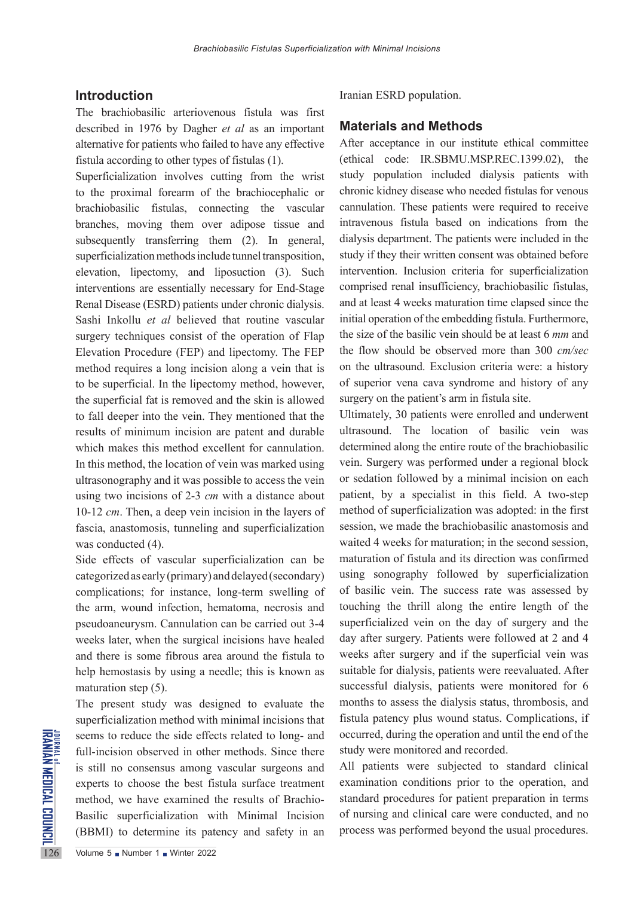## Introduction

The brachiobasilic arteriovenous fistula was first described in 1976 by Dagher *et al* as an important alternative for patients who failed to have any effective fistula according to other types of fistulas (1).

Superficialization involves cutting from the wrist to the proximal forearm of the brachiocephalic or brachiobasilic fistulas, connecting the vascular branches, moving them over adipose tissue and subsequently transferring them (2). In general, superficialization methods include tunnel transposition, elevation, lipectomy, and liposuction (3). Such interventions are essentially necessary for End-Stage Renal Disease (ESRD) patients under chronic dialysis. Sashi Inkollu *et al* believed that routine vascular surgery techniques consist of the operation of Flap Elevation Procedure (FEP) and lipectomy. The FEP method requires a long incision along a vein that is to be superficial. In the lipectomy method, however, the superficial fat is removed and the skin is allowed to fall deeper into the vein. They mentioned that the results of minimum incision are patent and durable which makes this method excellent for cannulation. In this method, the location of vein was marked using ultrasonography and it was possible to access the vein using two incisions of 2-3 *cm* with a distance about 10-12 *cm*. Then, a deep vein incision in the layers of fascia, anastomosis, tunneling and superficialization was conducted (4).

Side effects of vascular superficialization can be categorized as early (primary) and delayed (secondary) complications; for instance, long-term swelling of the arm, wound infection, hematoma, necrosis and pseudoaneurysm. Cannulation can be carried out 3-4 weeks later, when the surgical incisions have healed and there is some fibrous area around the fistula to help hemostasis by using a needle; this is known as maturation step (5).

The present study was designed to evaluate the superficialization method with minimal incisions that seems to reduce the side effects related to long- and full-incision observed in other methods. Since there is still no consensus among vascular surgeons and experts to choose the best fistula surface treatment method, we have examined the results of Brachio-Basilic superficialization with Minimal Incision (BBMI) to determine its patency and safety in an Iranian ESRD population.

## Materials and Methods

After acceptance in our institute ethical committee (ethical code: IR.SBMU.MSP.REC.1399.02), the study population included dialysis patients with chronic kidney disease who needed fistulas for venous cannulation. These patients were required to receive intravenous fistula based on indications from the dialysis department. The patients were included in the study if they their written consent was obtained before intervention. Inclusion criteria for superficialization comprised renal insufficiency, brachiobasilic fistulas, and at least 4 weeks maturation time elapsed since the initial operation of the embedding fistula. Furthermore, the size of the basilic vein should be at least 6 *mm* and the flow should be observed more than 300 *cm/sec* on the ultrasound. Exclusion criteria were: a history of superior vena cava syndrome and history of any surgery on the patient's arm in fistula site.

Ultimately, 30 patients were enrolled and underwent ultrasound. The location of basilic vein was determined along the entire route of the brachiobasilic vein. Surgery was performed under a regional block or sedation followed by a minimal incision on each patient, by a specialist in this field. A two-step method of superficialization was adopted: in the first session, we made the brachiobasilic anastomosis and waited 4 weeks for maturation; in the second session, maturation of fistula and its direction was confirmed using sonography followed by superficialization of basilic vein. The success rate was assessed by touching the thrill along the entire length of the superficialized vein on the day of surgery and the day after surgery. Patients were followed at 2 and 4 weeks after surgery and if the superficial vein was suitable for dialysis, patients were reevaluated. After successful dialysis, patients were monitored for 6 months to assess the dialysis status, thrombosis, and fistula patency plus wound status. Complications, if occurred, during the operation and until the end of the study were monitored and recorded.

All patients were subjected to standard clinical examination conditions prior to the operation, and standard procedures for patient preparation in terms of nursing and clinical care were conducted, and no process was performed beyond the usual procedures.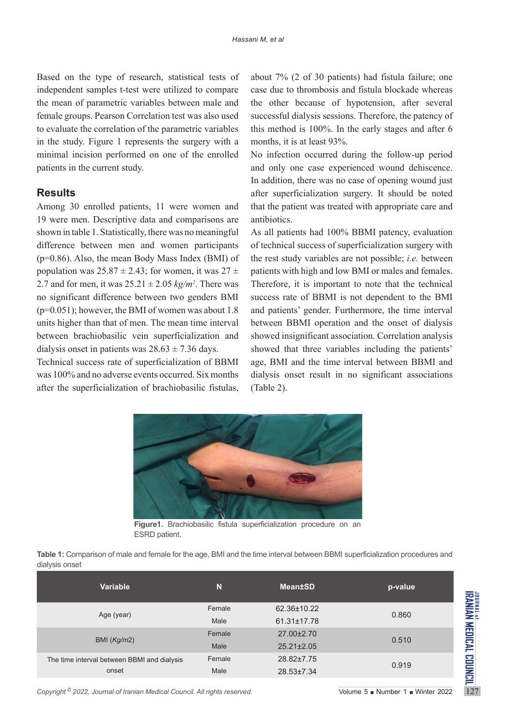Based on the type of research, statistical tests of independent samples t-test were utilized to compare the mean of parametric variables between male and female groups. Pearson Correlation test was also used to evaluate the correlation of the parametric variables in the study. Figure 1 represents the surgery with a minimal incision performed on one of the enrolled patients in the current study.

## Results

Among 30 enrolled patients, 11 were women and 19 were men. Descriptive data and comparisons are shown in table 1. Statistically, there was no meaningful difference between men and women participants (p=0.86). Also, the mean Body Mass Index (BMI) of population was 25.87 ± 2.43; for women, it was 27 ± 2.7 and for men, it was 25.21 ± 2.05 *kg/m²*. There was no significant difference between two genders BMI (p=0.051); however, the BMI of women was about 1.8 units higher than that of men. The mean time interval between brachiobasilic vein superficialization and dialysis onset in patients was 28.63 ± 7.36 days.

Technical success rate of superficialization of BBMI was 100% and no adverse events occurred. Six months after the superficialization of brachiobasilic fistulas, about 7% (2 of 30 patients) had fistula failure; one case due to thrombosis and fistula blockade whereas the other because of hypotension, after several successful dialysis sessions. Therefore, the patency of this method is 100%. In the early stages and after 6 months, it is at least 93%.

No infection occurred during the follow-up period and only one case experienced wound dehiscence. In addition, there was no case of opening wound just after superficialization surgery. It should be noted that the patient was treated with appropriate care and antibiotics.

As all patients had 100% BBMI patency, evaluation of technical success of superficialization surgery with the rest study variables are not possible; *i.e.* between patients with high and low BMI or males and females. Therefore, it is important to note that the technical success rate of BBMI is not dependent to the BMI and patients' gender. Furthermore, the time interval between BBMI operation and the onset of dialysis showed insignificant association. Correlation analysis showed that three variables including the patients' age, BMI and the time interval between BBMI and dialysis onset result in no significant associations (Table 2).

**Figure1.** Brachiobasilic fistula superficialization procedure on an ESRD patient.

**Table 1:** Comparison of male and female for the age, BMI and the time interval between BBMI superficialization procedures and dialysis onset

| Variable | N | Mean±SD | p-value |
|---|---|---|---|
| Age (year) | Female | 62.36±10.22 | 0.860 |
| | Male | 61.31±17.78 | |
| BMI (*Kg/m2*) | Female | 27.00±2.70 | 0.510 |
| | Male | 25.21±2.05 | |
| The time interval between BBMI and dialysis onset | Female | 28.82±7.75 | 0.919 |
| | Male | 28.53±7.34 | |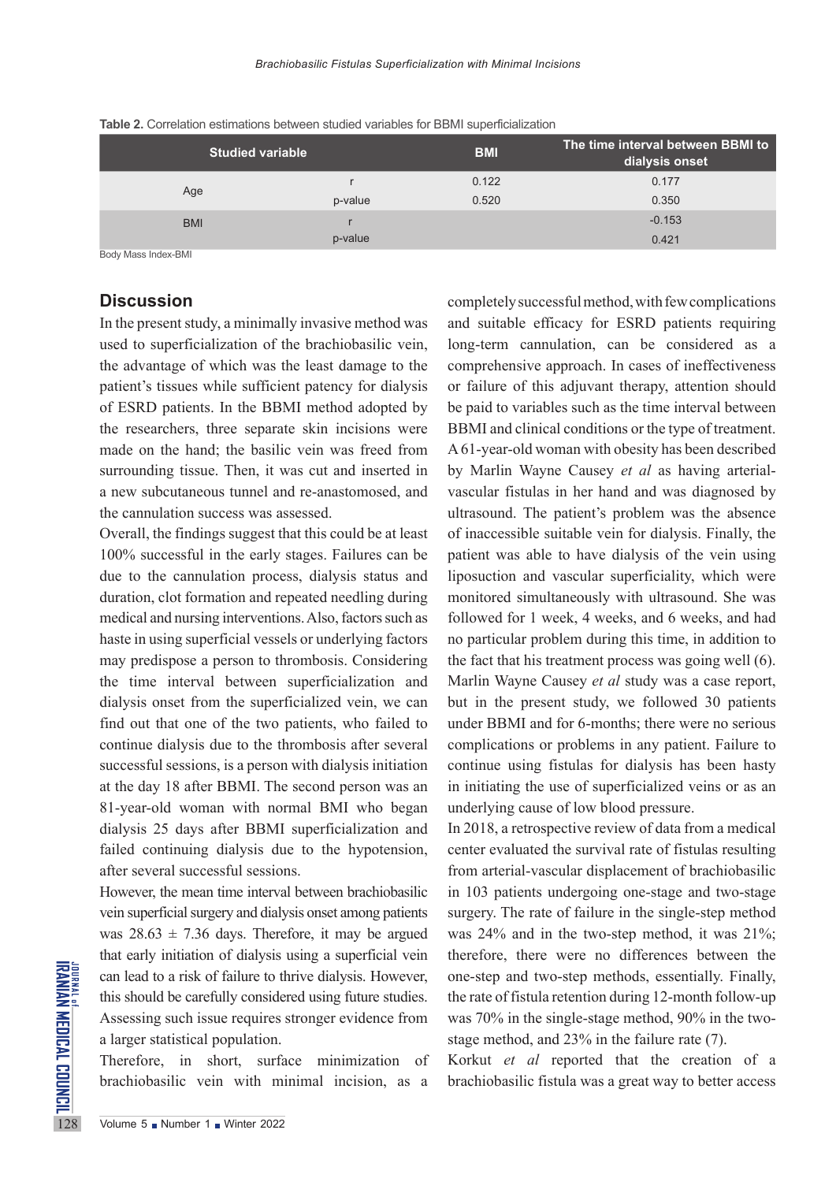**Table 2.** Correlation estimations between studied variables for BBMI superficialization

| Studied variable | | BMI | The time interval between BBMI to dialysis onset |
|---|---|---|---|
| Age | r | 0.122 | 0.177 |
| | p-value | 0.520 | 0.350 |
| BMI | r | | -0.153 |
| | p-value | | 0.421 |

Body Mass Index-BMI

## Discussion

In the present study, a minimally invasive method was used to superficialization of the brachiobasilic vein, the advantage of which was the least damage to the patient's tissues while sufficient patency for dialysis of ESRD patients. In the BBMI method adopted by the researchers, three separate skin incisions were made on the hand; the basilic vein was freed from surrounding tissue. Then, it was cut and inserted in a new subcutaneous tunnel and re-anastomosed, and the cannulation success was assessed.

Overall, the findings suggest that this could be at least 100% successful in the early stages. Failures can be due to the cannulation process, dialysis status and duration, clot formation and repeated needling during medical and nursing interventions. Also, factors such as haste in using superficial vessels or underlying factors may predispose a person to thrombosis. Considering the time interval between superficialization and dialysis onset from the superficialized vein, we can find out that one of the two patients, who failed to continue dialysis due to the thrombosis after several successful sessions, is a person with dialysis initiation at the day 18 after BBMI. The second person was an 81-year-old woman with normal BMI who began dialysis 25 days after BBMI superficialization and failed continuing dialysis due to the hypotension, after several successful sessions.

However, the mean time interval between brachiobasilic vein superficial surgery and dialysis onset among patients was $28.63 \pm 7.36$ days. Therefore, it may be argued that early initiation of dialysis using a superficial vein can lead to a risk of failure to thrive dialysis. However, this should be carefully considered using future studies. Assessing such issue requires stronger evidence from a larger statistical population.

Therefore, in short, surface minimization of brachiobasilic vein with minimal incision, as a completely successful method, with few complications and suitable efficacy for ESRD patients requiring long-term cannulation, can be considered as a comprehensive approach. In cases of ineffectiveness or failure of this adjuvant therapy, attention should be paid to variables such as the time interval between BBMI and clinical conditions or the type of treatment. A 61-year-old woman with obesity has been described by Marlin Wayne Causey *et al* as having arterial-vascular fistulas in her hand and was diagnosed by ultrasound. The patient's problem was the absence of inaccessible suitable vein for dialysis. Finally, the patient was able to have dialysis of the vein using liposuction and vascular superficiality, which were monitored simultaneously with ultrasound. She was followed for 1 week, 4 weeks, and 6 weeks, and had no particular problem during this time, in addition to the fact that his treatment process was going well (6). Marlin Wayne Causey *et al* study was a case report, but in the present study, we followed 30 patients under BBMI and for 6-months; there were no serious complications or problems in any patient. Failure to continue using fistulas for dialysis has been hasty in initiating the use of superficialized veins or as an underlying cause of low blood pressure.

In 2018, a retrospective review of data from a medical center evaluated the survival rate of fistulas resulting from arterial-vascular displacement of brachiobasilic in 103 patients undergoing one-stage and two-stage surgery. The rate of failure in the single-step method was 24% and in the two-step method, it was 21%; therefore, there were no differences between the one-step and two-step methods, essentially. Finally, the rate of fistula retention during 12-month follow-up was 70% in the single-stage method, 90% in the two-stage method, and 23% in the failure rate (7).

Korkut *et al* reported that the creation of a brachiobasilic fistula was a great way to better access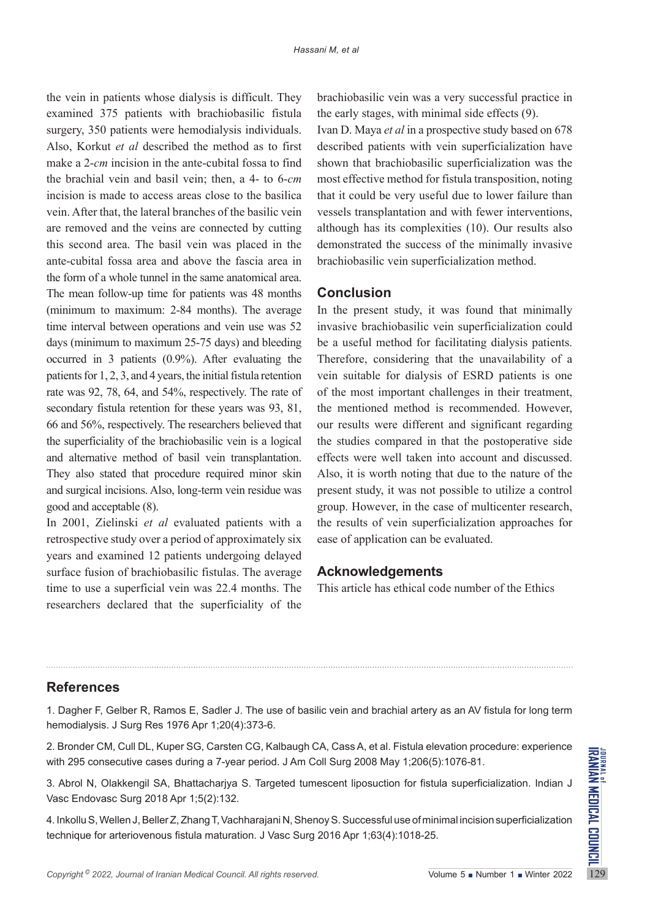the vein in patients whose dialysis is difficult. They examined 375 patients with brachiobasilic fistula surgery, 350 patients were hemodialysis individuals. Also, Korkut *et al* described the method as to first make a 2-*cm* incision in the ante-cubital fossa to find the brachial vein and basil vein; then, a 4- to 6-*cm* incision is made to access areas close to the basilica vein. After that, the lateral branches of the basilic vein are removed and the veins are connected by cutting this second area. The basil vein was placed in the ante-cubital fossa area and above the fascia area in the form of a whole tunnel in the same anatomical area. The mean follow-up time for patients was 48 months (minimum to maximum: 2-84 months). The average time interval between operations and vein use was 52 days (minimum to maximum 25-75 days) and bleeding occurred in 3 patients (0.9%). After evaluating the patients for 1, 2, 3, and 4 years, the initial fistula retention rate was 92, 78, 64, and 54%, respectively. The rate of secondary fistula retention for these years was 93, 81, 66 and 56%, respectively. The researchers believed that the superficiality of the brachiobasilic vein is a logical and alternative method of basil vein transplantation. They also stated that procedure required minor skin and surgical incisions. Also, long-term vein residue was good and acceptable (8).

In 2001, Zielinski *et al* evaluated patients with a retrospective study over a period of approximately six years and examined 12 patients undergoing delayed surface fusion of brachiobasilic fistulas. The average time to use a superficial vein was 22.4 months. The researchers declared that the superficiality of the brachiobasilic vein was a very successful practice in the early stages, with minimal side effects (9).

Ivan D. Maya *et al* in a prospective study based on 678 described patients with vein superficialization have shown that brachiobasilic superficialization was the most effective method for fistula transposition, noting that it could be very useful due to lower failure than vessels transplantation and with fewer interventions, although has its complexities (10). Our results also demonstrated the success of the minimally invasive brachiobasilic vein superficialization method.

## Conclusion

In the present study, it was found that minimally invasive brachiobasilic vein superficialization could be a useful method for facilitating dialysis patients. Therefore, considering that the unavailability of a vein suitable for dialysis of ESRD patients is one of the most important challenges in their treatment, the mentioned method is recommended. However, our results were different and significant regarding the studies compared in that the postoperative side effects were well taken into account and discussed. Also, it is worth noting that due to the nature of the present study, it was not possible to utilize a control group. However, in the case of multicenter research, the results of vein superficialization approaches for ease of application can be evaluated.

## Acknowledgements

This article has ethical code number of the Ethics

## References

1. Dagher F, Gelber R, Ramos E, Sadler J. The use of basilic vein and brachial artery as an AV fistula for long term hemodialysis. J Surg Res 1976 Apr 1;20(4):373-6.

2. Bronder CM, Cull DL, Kuper SG, Carsten CG, Kalbaugh CA, Cass A, et al. Fistula elevation procedure: experience with 295 consecutive cases during a 7-year period. J Am Coll Surg 2008 May 1;206(5):1076-81.

3. Abrol N, Olakkengil SA, Bhattacharjya S. Targeted tumescent liposuction for fistula superficialization. Indian J Vasc Endovasc Surg 2018 Apr 1;5(2):132.

4. Inkollu S, Wellen J, Beller Z, Zhang T, Vachharajani N, Shenoy S. Successful use of minimal incision superficialization technique for arteriovenous fistula maturation. J Vasc Surg 2016 Apr 1;63(4):1018-25.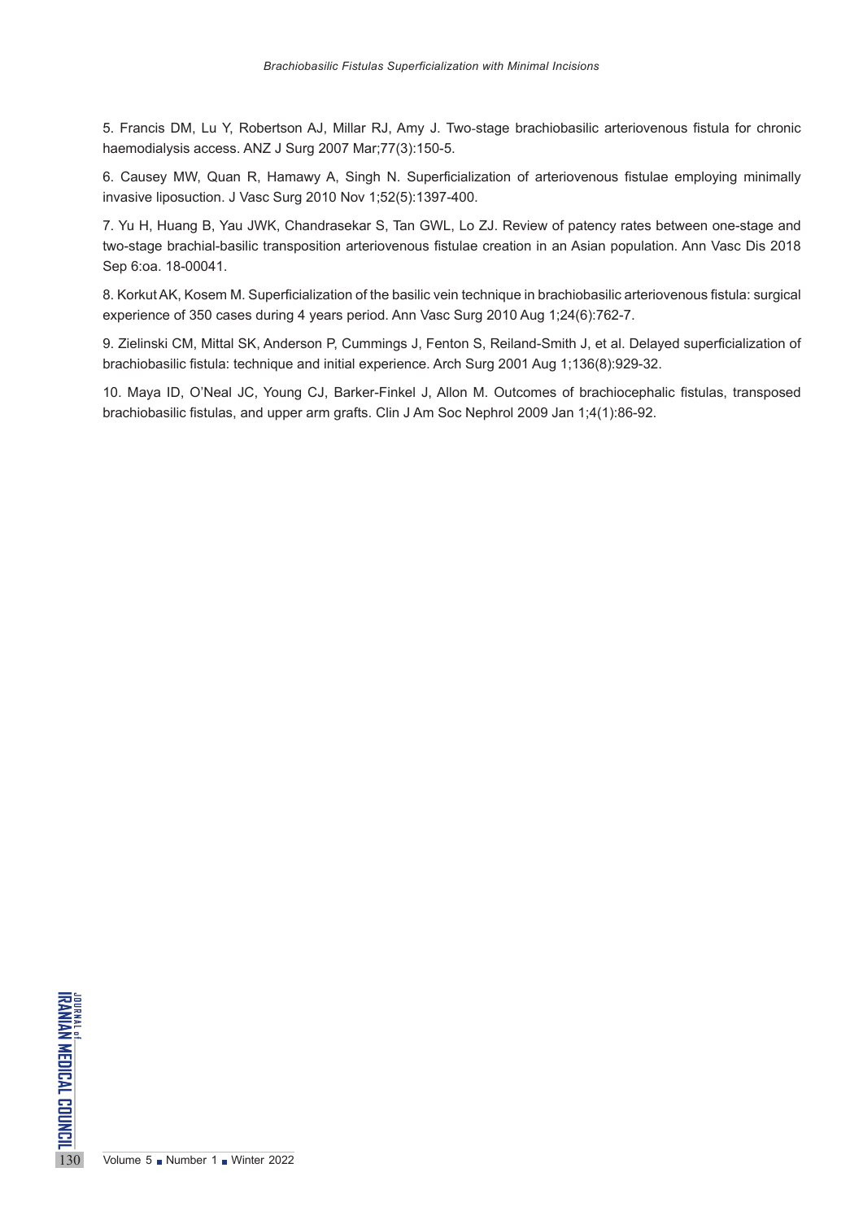5. Francis DM, Lu Y, Robertson AJ, Millar RJ, Amy J. Two-stage brachiobasilic arteriovenous fistula for chronic haemodialysis access. ANZ J Surg 2007 Mar;77(3):150-5.

6. Causey MW, Quan R, Hamawy A, Singh N. Superficialization of arteriovenous fistulae employing minimally invasive liposuction. J Vasc Surg 2010 Nov 1;52(5):1397-400.

7. Yu H, Huang B, Yau JWK, Chandrasekar S, Tan GWL, Lo ZJ. Review of patency rates between one-stage and two-stage brachial-basilic transposition arteriovenous fistulae creation in an Asian population. Ann Vasc Dis 2018 Sep 6:oa. 18-00041.

8. Korkut AK, Kosem M. Superficialization of the basilic vein technique in brachiobasilic arteriovenous fistula: surgical experience of 350 cases during 4 years period. Ann Vasc Surg 2010 Aug 1;24(6):762-7.

9. Zielinski CM, Mittal SK, Anderson P, Cummings J, Fenton S, Reiland-Smith J, et al. Delayed superficialization of brachiobasilic fistula: technique and initial experience. Arch Surg 2001 Aug 1;136(8):929-32.

10. Maya ID, O'Neal JC, Young CJ, Barker-Finkel J, Allon M. Outcomes of brachiocephalic fistulas, transposed brachiobasilic fistulas, and upper arm grafts. Clin J Am Soc Nephrol 2009 Jan 1;4(1):86-92.